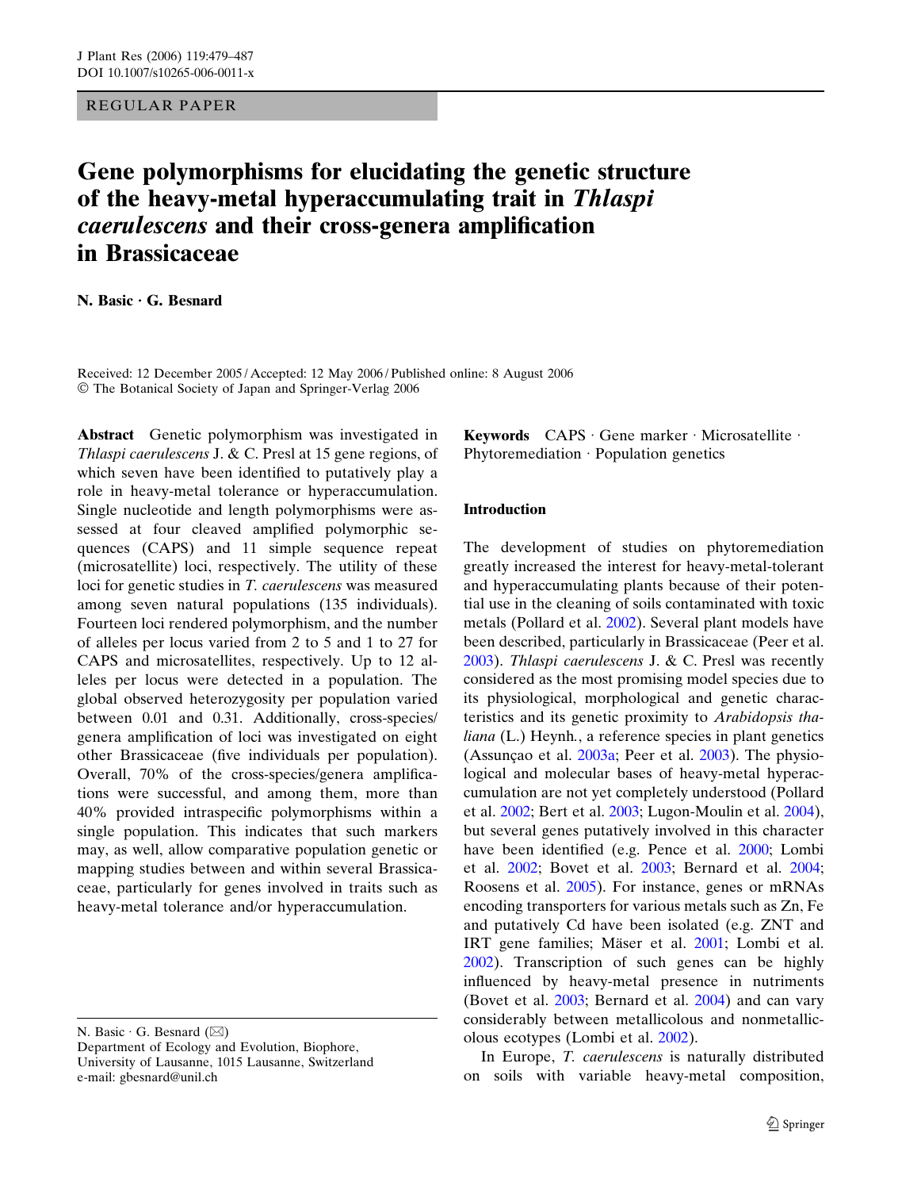REGULAR PAPER

# Gene polymorphisms for elucidating the genetic structure of the heavy-metal hyperaccumulating trait in *Thlaspi caerulescens* and their cross-genera amplification in Brassicaceae

**N. Basic · G. Besnard**

Received: 12 December 2005 / Accepted: 12 May 2006 / Published online: 8 August 2006
© The Botanical Society of Japan and Springer-Verlag 2006

**Abstract** Genetic polymorphism was investigated in *Thlaspi caerulescens* J. & C. Presl at 15 gene regions, of which seven have been identified to putatively play a role in heavy-metal tolerance or hyperaccumulation. Single nucleotide and length polymorphisms were assessed at four cleaved amplified polymorphic sequences (CAPS) and 11 simple sequence repeat (microsatellite) loci, respectively. The utility of these loci for genetic studies in *T. caerulescens* was measured among seven natural populations (135 individuals). Fourteen loci rendered polymorphism, and the number of alleles per locus varied from 2 to 5 and 1 to 27 for CAPS and microsatellites, respectively. Up to 12 alleles per locus were detected in a population. The global observed heterozygosity per population varied between 0.01 and 0.31. Additionally, cross-species/genera amplification of loci was investigated on eight other Brassicaceae (five individuals per population). Overall, 70% of the cross-species/genera amplifications were successful, and among them, more than 40% provided intraspecific polymorphisms within a single population. This indicates that such markers may, as well, allow comparative population genetic or mapping studies between and within several Brassicaceae, particularly for genes involved in traits such as heavy-metal tolerance and/or hyperaccumulation.

**Keywords** CAPS · Gene marker · Microsatellite · Phytoremediation · Population genetics

N. Basic · G. Besnard (✉)
Department of Ecology and Evolution, Biophore, University of Lausanne, 1015 Lausanne, Switzerland
e-mail: gbesnard@unil.ch

## Introduction

The development of studies on phytoremediation greatly increased the interest for heavy-metal-tolerant and hyperaccumulating plants because of their potential use in the cleaning of soils contaminated with toxic metals (Pollard et al. 2002). Several plant models have been described, particularly in Brassicaceae (Peer et al. 2003). *Thlaspi caerulescens* J. & C. Presl was recently considered as the most promising model species due to its physiological, morphological and genetic characteristics and its genetic proximity to *Arabidopsis thaliana* (L.) Heynh., a reference species in plant genetics (Assunçao et al. 2003a; Peer et al. 2003). The physiological and molecular bases of heavy-metal hyperaccumulation are not yet completely understood (Pollard et al. 2002; Bert et al. 2003; Lugon-Moulin et al. 2004), but several genes putatively involved in this character have been identified (e.g. Pence et al. 2000; Lombi et al. 2002; Bovet et al. 2003; Bernard et al. 2004; Roosens et al. 2005). For instance, genes or mRNAs encoding transporters for various metals such as Zn, Fe and putatively Cd have been isolated (e.g. ZNT and IRT gene families; Mäser et al. 2001; Lombi et al. 2002). Transcription of such genes can be highly influenced by heavy-metal presence in nutriments (Bovet et al. 2003; Bernard et al. 2004) and can vary considerably between metallicolous and nonmetallicolous ecotypes (Lombi et al. 2002).

In Europe, *T. caerulescens* is naturally distributed on soils with variable heavy-metal composition,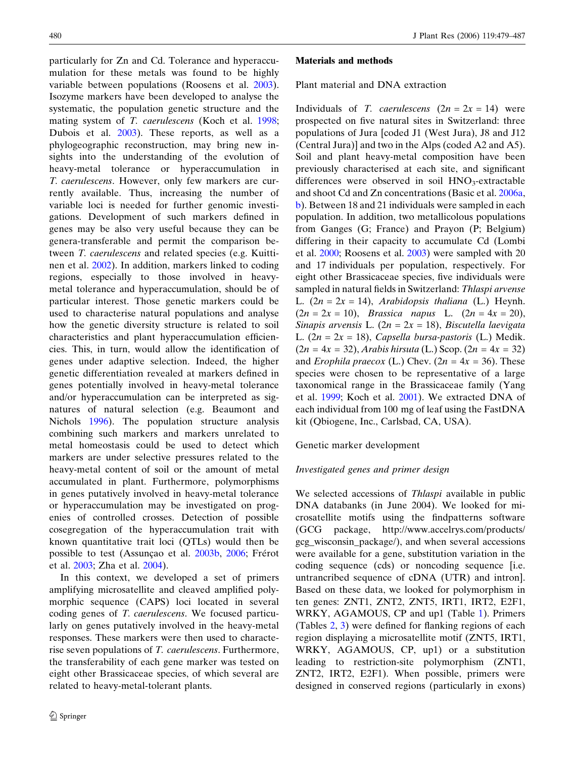particularly for Zn and Cd. Tolerance and hyperaccumulation for these metals was found to be highly variable between populations (Roosens et al. 2003). Isozyme markers have been developed to analyse the systematic, the population genetic structure and the mating system of *T. caerulescens* (Koch et al. 1998; Dubois et al. 2003). These reports, as well as a phylogeographic reconstruction, may bring new insights into the understanding of the evolution of heavy-metal tolerance or hyperaccumulation in *T. caerulescens*. However, only few markers are currently available. Thus, increasing the number of variable loci is needed for further genomic investigations. Development of such markers defined in genes may be also very useful because they can be genera-transferable and permit the comparison between *T. caerulescens* and related species (e.g. Kuittinen et al. 2002). In addition, markers linked to coding regions, especially to those involved in heavy-metal tolerance and hyperaccumulation, should be of particular interest. Those genetic markers could be used to characterise natural populations and analyse how the genetic diversity structure is related to soil characteristics and plant hyperaccumulation efficiencies. This, in turn, would allow the identification of genes under adaptive selection. Indeed, the higher genetic differentiation revealed at markers defined in genes potentially involved in heavy-metal tolerance and/or hyperaccumulation can be interpreted as signatures of natural selection (e.g. Beaumont and Nichols 1996). The population structure analysis combining such markers and markers unrelated to metal homeostasis could be used to detect which markers are under selective pressures related to the heavy-metal content of soil or the amount of metal accumulated in plant. Furthermore, polymorphisms in genes putatively involved in heavy-metal tolerance or hyperaccumulation may be investigated on progenies of controlled crosses. Detection of possible cosegregation of the hyperaccumulation trait with known quantitative trait loci (QTLs) would then be possible to test (Assunçao et al. 2003b, 2006; Frérot et al. 2003; Zha et al. 2004).

In this context, we developed a set of primers amplifying microsatellite and cleaved amplified polymorphic sequence (CAPS) loci located in several coding genes of *T. caerulescens*. We focused particularly on genes putatively involved in the heavy-metal responses. These markers were then used to characterise seven populations of *T. caerulescens*. Furthermore, the transferability of each gene marker was tested on eight other Brassicaceae species, of which several are related to heavy-metal-tolerant plants.

## Materials and methods

### Plant material and DNA extraction

Individuals of *T. caerulescens* ($2n = 2x = 14$) were prospected on five natural sites in Switzerland: three populations of Jura [coded J1 (West Jura), J8 and J12 (Central Jura)] and two in the Alps (coded A2 and A5). Soil and plant heavy-metal composition have been previously characterised at each site, and significant differences were observed in soil $HNO_3$-extractable and shoot Cd and Zn concentrations (Basic et al. 2006a, b). Between 18 and 21 individuals were sampled in each population. In addition, two metallicolous populations from Ganges (G; France) and Prayon (P; Belgium) differing in their capacity to accumulate Cd (Lombi et al. 2000; Roosens et al. 2003) were sampled with 20 and 17 individuals per population, respectively. For eight other Brassicaceae species, five individuals were sampled in natural fields in Switzerland: *Thlaspi arvense* L. ($2n = 2x = 14$), *Arabidopsis thaliana* (L.) Heynh. ($2n = 2x = 10$), *Brassica napus* L. ($2n = 4x = 20$), *Sinapis arvensis* L. ($2n = 2x = 18$), *Biscutella laevigata* L. ($2n = 2x = 18$), *Capsella bursa-pastoris* (L.) Medik. ($2n = 4x = 32$), *Arabis hirsuta* (L.) Scop. ($2n = 4x = 32$) and *Erophila praecox* (L.) Chev. ($2n = 4x = 36$). These species were chosen to be representative of a large taxonomical range in the Brassicaceae family (Yang et al. 1999; Koch et al. 2001). We extracted DNA of each individual from 100 mg of leaf using the FastDNA kit (Qbiogene, Inc., Carlsbad, CA, USA).

### Genetic marker development

#### Investigated genes and primer design

We selected accessions of *Thlaspi* available in public DNA databanks (in June 2004). We looked for microsatellite motifs using the findpatterns software (GCG package, http://www.accelrys.com/products/gcg_wisconsin_package/), and when several accessions were available for a gene, substitution variation in the coding sequence (cds) or noncoding sequence [i.e. untrancribed sequence of cDNA (UTR) and intron]. Based on these data, we looked for polymorphism in ten genes: ZNT1, ZNT2, ZNT5, IRT1, IRT2, E2F1, WRKY, AGAMOUS, CP and up1 (Table 1). Primers (Tables 2, 3) were defined for flanking regions of each region displaying a microsatellite motif (ZNT5, IRT1, WRKY, AGAMOUS, CP, up1) or a substitution leading to restriction-site polymorphism (ZNT1, ZNT2, IRT2, E2F1). When possible, primers were designed in conserved regions (particularly in exons)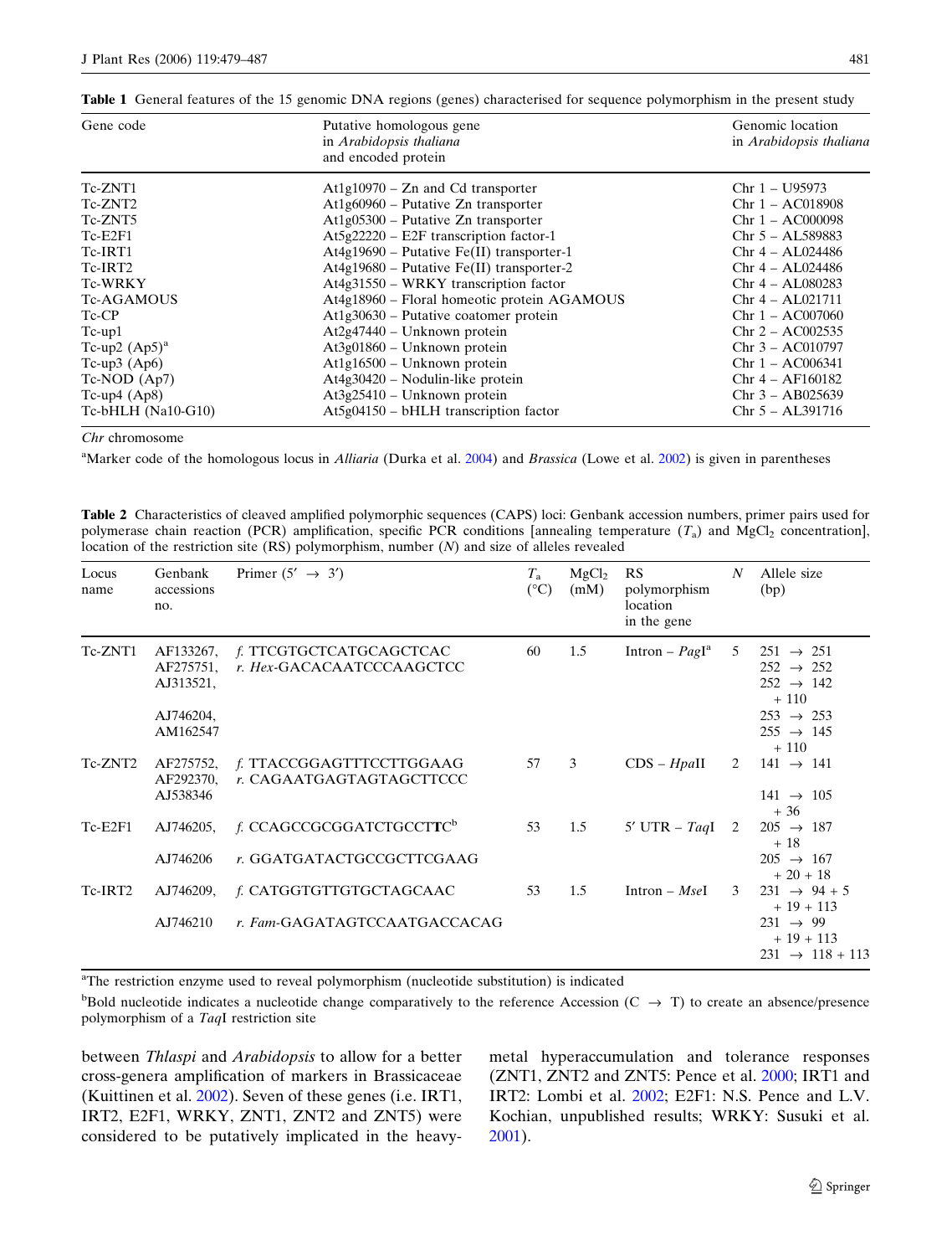**Table 1** General features of the 15 genomic DNA regions (genes) characterised for sequence polymorphism in the present study

| Gene code | Putative homologous gene in *Arabidopsis thaliana* and encoded protein | Genomic location in *Arabidopsis thaliana* |
|---|---|---|
| Tc-ZNT1 | At1g10970 – Zn and Cd transporter | Chr 1 – U95973 |
| Tc-ZNT2 | At1g60960 – Putative Zn transporter | Chr 1 – AC018908 |
| Tc-ZNT5 | At1g05300 – Putative Zn transporter | Chr 1 – AC000098 |
| Tc-E2F1 | At5g22220 – E2F transcription factor-1 | Chr 5 – AL589883 |
| Tc-IRT1 | At4g19690 – Putative Fe(II) transporter-1 | Chr 4 – AL024486 |
| Tc-IRT2 | At4g19680 – Putative Fe(II) transporter-2 | Chr 4 – AL024486 |
| Tc-WRKY | At4g31550 – WRKY transcription factor | Chr 4 – AL080283 |
| Tc-AGAMOUS | At4g18960 – Floral homeotic protein AGAMOUS | Chr 4 – AL021711 |
| Tc-CP | At1g30630 – Putative coatomer protein | Chr 1 – AC007060 |
| Tc-up1 | At2g47440 – Unknown protein | Chr 2 – AC002535 |
| Tc-up2 (Ap5)[a] | At3g01860 – Unknown protein | Chr 3 – AC010797 |
| Tc-up3 (Ap6) | At1g16500 – Unknown protein | Chr 1 – AC006341 |
| Tc-NOD (Ap7) | At4g30420 – Nodulin-like protein | Chr 4 – AF160182 |
| Tc-up4 (Ap8) | At3g25410 – Unknown protein | Chr 3 – AB025639 |
| Tc-bHLH (Na10-G10) | At5g04150 – bHLH transcription factor | Chr 5 – AL391716 |

*Chr* chromosome

[a]Marker code of the homologous locus in *Alliaria* (Durka et al. 2004) and *Brassica* (Lowe et al. 2002) is given in parentheses

**Table 2** Characteristics of cleaved amplified polymorphic sequences (CAPS) loci: Genbank accession numbers, primer pairs used for polymerase chain reaction (PCR) amplification, specific PCR conditions [annealing temperature ($T_a$) and $MgCl_2$ concentration], location of the restriction site (RS) polymorphism, number (*N*) and size of alleles revealed

| Locus name | Genbank accessions no. | Primer (5′ → 3′) | $T_a$ (°C) | $MgCl_2$ (mM) | RS polymorphism location in the gene | *N* | Allele size (bp) |
|---|---|---|---|---|---|---|---|
| Tc-ZNT1 | AF133267, AF275751, AJ313521, AJ746204, AM162547 | *f.* TTCGTGCTCATGCAGCTCAC<br>*r.* *Hex*-GACACAATCCCAAGCTCC | 60 | 1.5 | Intron – *Pag*I[a] | 5 | 251 → 251<br>252 → 252<br>252 → 142 + 110<br>253 → 253<br>255 → 145 + 110 |
| Tc-ZNT2 | AF275752, AF292370, AJ538346 | *f.* TTACCGGAGTTTCCTTGGAAG<br>*r.* CAGAATGAGTAGTAGCTTCCC | 57 | 3 | CDS – *Hpa*II | 2 | 141 → 141<br>141 → 105 + 36 |
| Tc-E2F1 | AJ746205, AJ746206 | *f.* CCAGCCGCGGATCTGCCT**T**C[b]<br>*r.* GGATGATACTGCCGCTTCGAAG | 53 | 1.5 | 5′ UTR – *Taq*I | 2 | 205 → 187 + 18<br>205 → 167 + 20 + 18 |
| Tc-IRT2 | AJ746209, AJ746210 | *f.* CATGGTGTTGTGCTAGCAAC<br>*r.* *Fam*-GAGATAGTCCAATGACCACAG | 53 | 1.5 | Intron – *Mse*I | 3 | 231 → 94 + 5 + 19 + 113<br>231 → 99 + 19 + 113<br>231 → 118 + 113 |

[a]The restriction enzyme used to reveal polymorphism (nucleotide substitution) is indicated

[b]Bold nucleotide indicates a nucleotide change comparatively to the reference Accession (C → T) to create an absence/presence polymorphism of a *Taq*I restriction site

between *Thlaspi* and *Arabidopsis* to allow for a better cross-genera amplification of markers in Brassicaceae (Kuittinen et al. 2002). Seven of these genes (i.e. IRT1, IRT2, E2F1, WRKY, ZNT1, ZNT2 and ZNT5) were considered to be putatively implicated in the heavy-metal hyperaccumulation and tolerance responses (ZNT1, ZNT2 and ZNT5: Pence et al. 2000; IRT1 and IRT2: Lombi et al. 2002; E2F1: N.S. Pence and L.V. Kochian, unpublished results; WRKY: Susuki et al. 2001).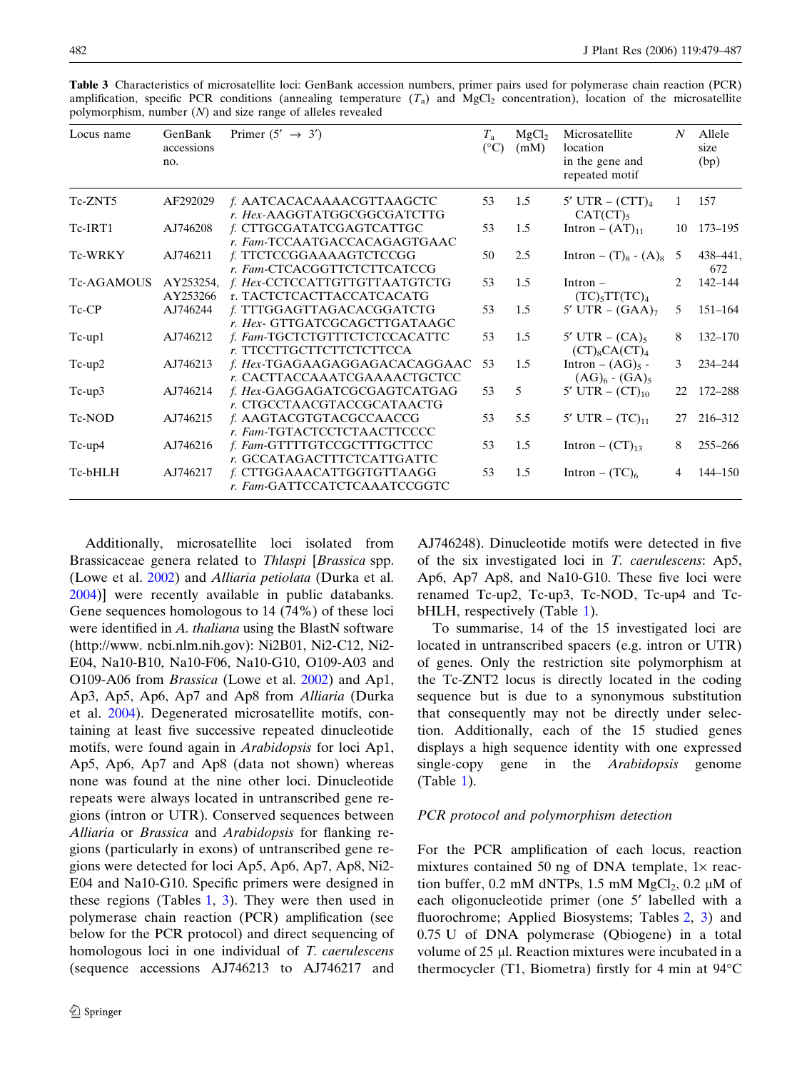**Table 3** Characteristics of microsatellite loci: GenBank accession numbers, primer pairs used for polymerase chain reaction (PCR) amplification, specific PCR conditions (annealing temperature ($T_a$) and $MgCl_2$ concentration), location of the microsatellite polymorphism, number ($N$) and size range of alleles revealed

| Locus name | GenBank accessions no. | Primer (5′ → 3′) | $T_a$ (°C) | $MgCl_2$ (mM) | Microsatellite location in the gene and repeated motif | $N$ | Allele size (bp) |
|---|---|---|---|---|---|---|---|
| Tc-ZNT5 | AF292029 | *f.* AATCACACAAAACGTTAAGCTC<br>*r. Hex*-AAGGTATGGCGGCGATCTTG | 53 | 1.5 | 5′ UTR – $(CTT)_4$ $CAT(CT)_5$ | 1 | 157 |
| Tc-IRT1 | AJ746208 | *f.* CTTGCGATATCGAGTCATTGC<br>*r. Fam*-TCCAATGACCACAGAGTGAAC | 53 | 1.5 | Intron – $(AT)_{11}$ | 10 | 173–195 |
| Tc-WRKY | AJ746211 | *f.* TTCTCCGGAAAAGTCTCCGG<br>*r. Fam*-CTCACGGTTCTCTTCATCCG | 50 | 2.5 | Intron – $(T)_8$ - $(A)_8$ | 5 | 438–441, 672 |
| Tc-AGAMOUS | AY253254, AY253266 | *f. Hex*-CCTCCATTGTTGTTAATGTCTG<br>r. TACTCTCACTTACCATCACATG | 53 | 1.5 | Intron – $(TC)_5TT(TC)_4$ | 2 | 142–144 |
| Tc-CP | AJ746244 | *f.* TTTGGAGTTAGACACGGATCTG<br>*r. Hex*- GTTGATCGCAGCTTGATAAGC | 53 | 1.5 | 5′ UTR – $(GAA)_7$ | 5 | 151–164 |
| Tc-up1 | AJ746212 | *f. Fam*-TGCTCTGTTTCTCTCCACATTC<br>*r.* TTCCTTGCTTCTTCTCTTCCA | 53 | 1.5 | 5′ UTR – $(CA)_5$ $(CT)_8CA(CT)_4$ | 8 | 132–170 |
| Tc-up2 | AJ746213 | *f. Hex*-TGAGAAGAGGAGACACAGGAAC<br>*r.* CACTTACCAAATCGAAAACTGCTCC | 53 | 1.5 | Intron – $(AG)_5$ - $(AG)_6$ - $(GA)_5$ | 3 | 234–244 |
| Tc-up3 | AJ746214 | *f. Hex*-GAGGAGATCGCGAGTCATGAG<br>*r.* CTGCCTAACGTACCGCATAACTG | 53 | 5 | 5′ UTR – $(CT)_{10}$ | 22 | 172–288 |
| Tc-NOD | AJ746215 | *f.* AAGTACGTGTACGCCAACCG<br>*r. Fam*-TGTACTCCTCTAACTTCCCC | 53 | 5.5 | 5′ UTR – $(TC)_{11}$ | 27 | 216–312 |
| Tc-up4 | AJ746216 | *f. Fam*-GTTTTGTCCGCTTTGCTTCC<br>*r.* GCCATAGACTTTCTCATTGATTC | 53 | 1.5 | Intron – $(CT)_{13}$ | 8 | 255–266 |
| Tc-bHLH | AJ746217 | *f.* CTTGGAAACATTGGTGTTAAGG<br>*r. Fam*-GATTCCATCTCAAATCCGGTC | 53 | 1.5 | Intron – $(TC)_6$ | 4 | 144–150 |

Additionally, microsatellite loci isolated from Brassicaceae genera related to *Thlaspi* [*Brassica* spp. (Lowe et al. 2002) and *Alliaria petiolata* (Durka et al. 2004)] were recently available in public databanks. Gene sequences homologous to 14 (74%) of these loci were identified in *A. thaliana* using the BlastN software (http://www. ncbi.nlm.nih.gov): Ni2B01, Ni2-C12, Ni2-E04, Na10-B10, Na10-F06, Na10-G10, O109-A03 and O109-A06 from *Brassica* (Lowe et al. 2002) and Ap1, Ap3, Ap5, Ap6, Ap7 and Ap8 from *Alliaria* (Durka et al. 2004). Degenerated microsatellite motifs, containing at least five successive repeated dinucleotide motifs, were found again in *Arabidopsis* for loci Ap1, Ap5, Ap6, Ap7 and Ap8 (data not shown) whereas none was found at the nine other loci. Dinucleotide repeats were always located in untranscribed gene regions (intron or UTR). Conserved sequences between *Alliaria* or *Brassica* and *Arabidopsis* for flanking regions (particularly in exons) of untranscribed gene regions were detected for loci Ap5, Ap6, Ap7, Ap8, Ni2-E04 and Na10-G10. Specific primers were designed in these regions (Tables 1, 3). They were then used in polymerase chain reaction (PCR) amplification (see below for the PCR protocol) and direct sequencing of homologous loci in one individual of *T. caerulescens* (sequence accessions AJ746213 to AJ746217 and AJ746248). Dinucleotide motifs were detected in five of the six investigated loci in *T. caerulescens*: Ap5, Ap6, Ap7 Ap8, and Na10-G10. These five loci were renamed Tc-up2, Tc-up3, Tc-NOD, Tc-up4 and Tc-bHLH, respectively (Table 1).

To summarise, 14 of the 15 investigated loci are located in untranscribed spacers (e.g. intron or UTR) of genes. Only the restriction site polymorphism at the Tc-ZNT2 locus is directly located in the coding sequence but is due to a synonymous substitution that consequently may not be directly under selection. Additionally, each of the 15 studied genes displays a high sequence identity with one expressed single-copy gene in the *Arabidopsis* genome (Table 1).

### PCR protocol and polymorphism detection

For the PCR amplification of each locus, reaction mixtures contained 50 ng of DNA template, 1× reaction buffer, 0.2 mM dNTPs, 1.5 mM $MgCl_2$, 0.2 μM of each oligonucleotide primer (one 5′ labelled with a fluorochrome; Applied Biosystems; Tables 2, 3) and 0.75 U of DNA polymerase (Qbiogene) in a total volume of 25 μl. Reaction mixtures were incubated in a thermocycler (T1, Biometra) firstly for 4 min at 94°C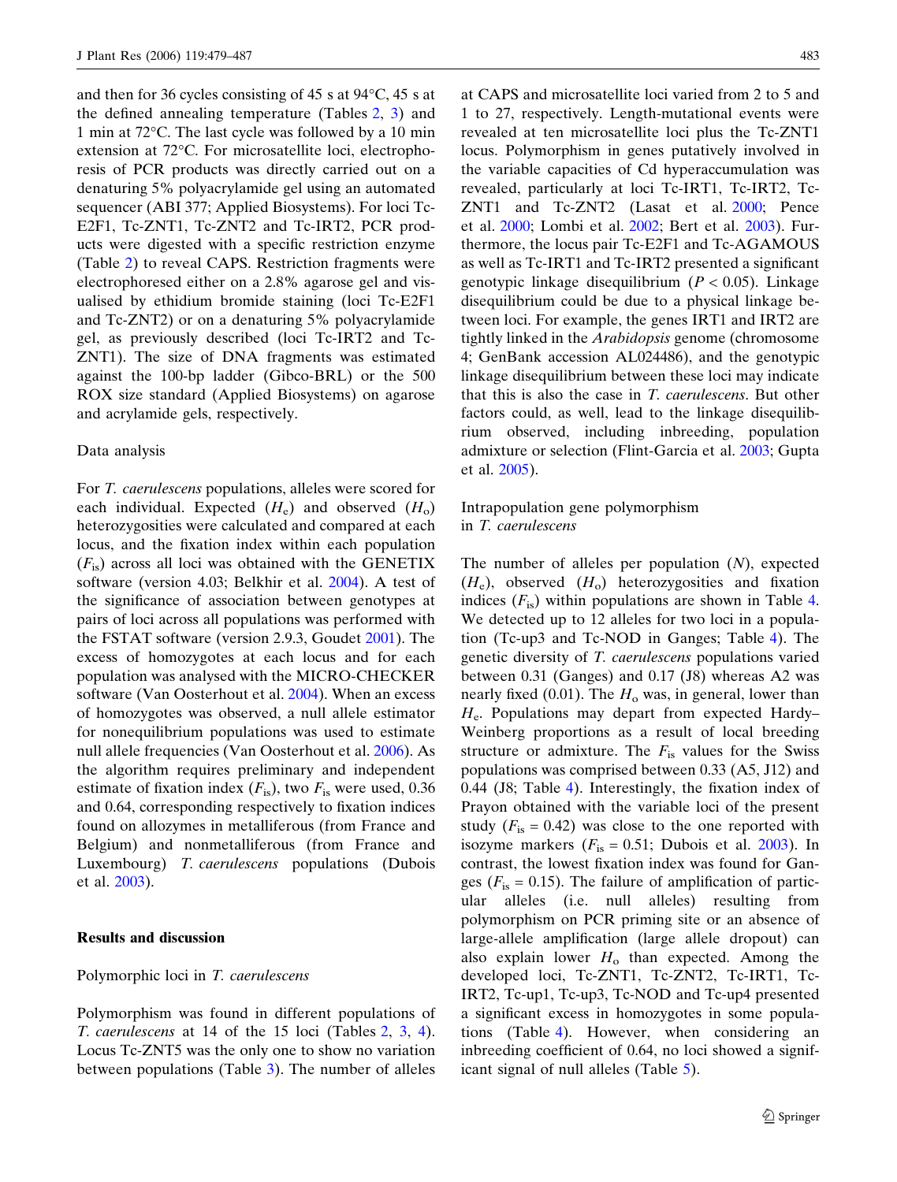and then for 36 cycles consisting of 45 s at 94°C, 45 s at the defined annealing temperature (Tables 2, 3) and 1 min at 72°C. The last cycle was followed by a 10 min extension at 72°C. For microsatellite loci, electrophoresis of PCR products was directly carried out on a denaturing 5% polyacrylamide gel using an automated sequencer (ABI 377; Applied Biosystems). For loci Tc-E2F1, Tc-ZNT1, Tc-ZNT2 and Tc-IRT2, PCR products were digested with a specific restriction enzyme (Table 2) to reveal CAPS. Restriction fragments were electrophoresed either on a 2.8% agarose gel and visualised by ethidium bromide staining (loci Tc-E2F1 and Tc-ZNT2) or on a denaturing 5% polyacrylamide gel, as previously described (loci Tc-IRT2 and Tc-ZNT1). The size of DNA fragments was estimated against the 100-bp ladder (Gibco-BRL) or the 500 ROX size standard (Applied Biosystems) on agarose and acrylamide gels, respectively.

### Data analysis

For *T. caerulescens* populations, alleles were scored for each individual. Expected ($H_e$) and observed ($H_o$) heterozygosities were calculated and compared at each locus, and the fixation index within each population ($F_{is}$) across all loci was obtained with the GENETIX software (version 4.03; Belkhir et al. 2004). A test of the significance of association between genotypes at pairs of loci across all populations was performed with the FSTAT software (version 2.9.3, Goudet 2001). The excess of homozygotes at each locus and for each population was analysed with the MICRO-CHECKER software (Van Oosterhout et al. 2004). When an excess of homozygotes was observed, a null allele estimator for nonequilibrium populations was used to estimate null allele frequencies (Van Oosterhout et al. 2006). As the algorithm requires preliminary and independent estimate of fixation index ($F_{is}$), two $F_{is}$ were used, 0.36 and 0.64, corresponding respectively to fixation indices found on allozymes in metalliferous (from France and Belgium) and nonmetalliferous (from France and Luxembourg) *T. caerulescens* populations (Dubois et al. 2003).

## Results and discussion

### Polymorphic loci in *T. caerulescens*

Polymorphism was found in different populations of *T. caerulescens* at 14 of the 15 loci (Tables 2, 3, 4). Locus Tc-ZNT5 was the only one to show no variation between populations (Table 3). The number of alleles at CAPS and microsatellite loci varied from 2 to 5 and 1 to 27, respectively. Length-mutational events were revealed at ten microsatellite loci plus the Tc-ZNT1 locus. Polymorphism in genes putatively involved in the variable capacities of Cd hyperaccumulation was revealed, particularly at loci Tc-IRT1, Tc-IRT2, Tc-ZNT1 and Tc-ZNT2 (Lasat et al. 2000; Pence et al. 2000; Lombi et al. 2002; Bert et al. 2003). Furthermore, the locus pair Tc-E2F1 and Tc-AGAMOUS as well as Tc-IRT1 and Tc-IRT2 presented a significant genotypic linkage disequilibrium ($P < 0.05$). Linkage disequilibrium could be due to a physical linkage between loci. For example, the genes IRT1 and IRT2 are tightly linked in the *Arabidopsis* genome (chromosome 4; GenBank accession AL024486), and the genotypic linkage disequilibrium between these loci may indicate that this is also the case in *T. caerulescens*. But other factors could, as well, lead to the linkage disequilibrium observed, including inbreeding, population admixture or selection (Flint-Garcia et al. 2003; Gupta et al. 2005).

### Intrapopulation gene polymorphism in *T. caerulescens*

The number of alleles per population ($N$), expected ($H_e$), observed ($H_o$) heterozygosities and fixation indices ($F_{is}$) within populations are shown in Table 4. We detected up to 12 alleles for two loci in a population (Tc-up3 and Tc-NOD in Ganges; Table 4). The genetic diversity of *T. caerulescens* populations varied between 0.31 (Ganges) and 0.17 (J8) whereas A2 was nearly fixed (0.01). The $H_o$ was, in general, lower than $H_e$. Populations may depart from expected Hardy–Weinberg proportions as a result of local breeding structure or admixture. The $F_{is}$ values for the Swiss populations was comprised between 0.33 (A5, J12) and 0.44 (J8; Table 4). Interestingly, the fixation index of Prayon obtained with the variable loci of the present study ($F_{is} = 0.42$) was close to the one reported with isozyme markers ($F_{is} = 0.51$; Dubois et al. 2003). In contrast, the lowest fixation index was found for Ganges ($F_{is} = 0.15$). The failure of amplification of particular alleles (i.e. null alleles) resulting from polymorphism on PCR priming site or an absence of large-allele amplification (large allele dropout) can also explain lower $H_o$ than expected. Among the developed loci, Tc-ZNT1, Tc-ZNT2, Tc-IRT1, Tc-IRT2, Tc-up1, Tc-up3, Tc-NOD and Tc-up4 presented a significant excess in homozygotes in some populations (Table 4). However, when considering an inbreeding coefficient of 0.64, no loci showed a significant signal of null alleles (Table 5).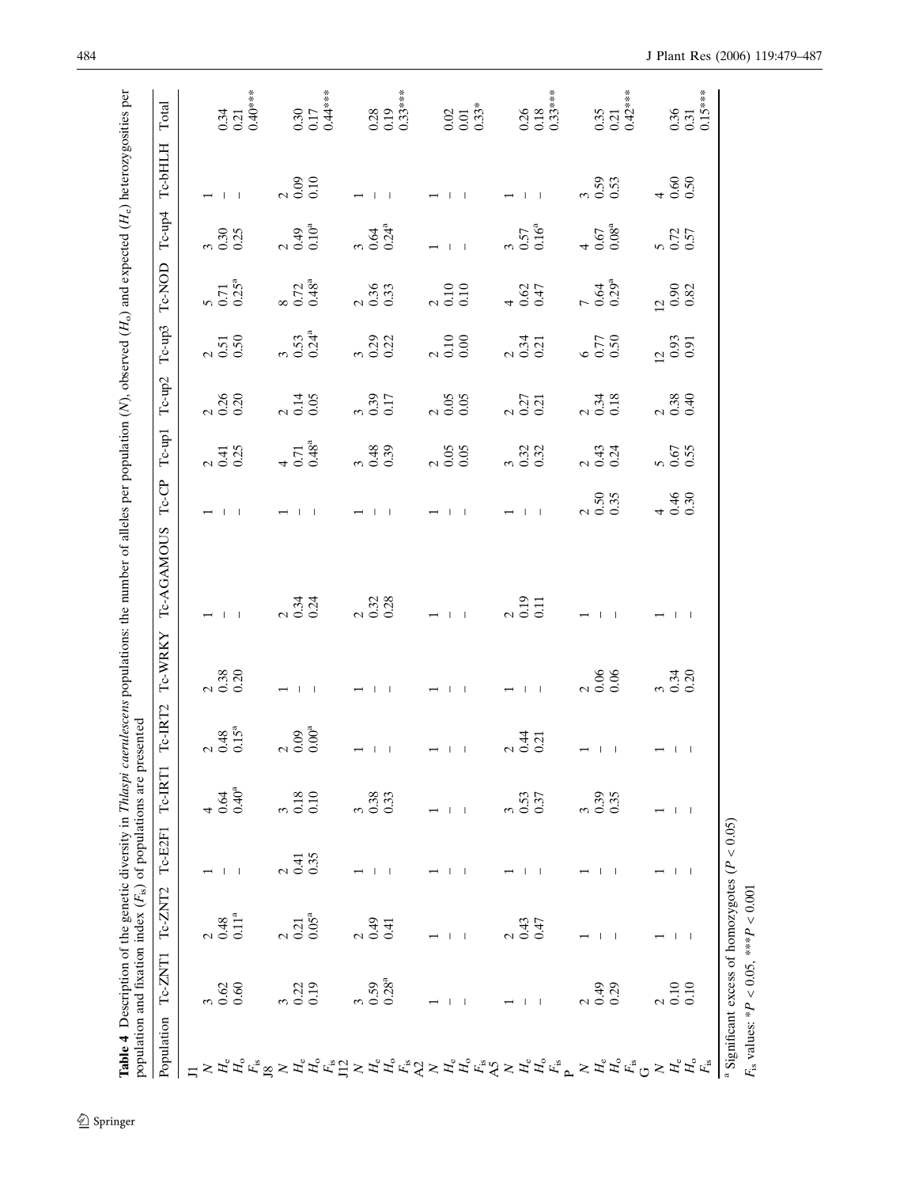**Table 4** Description of the genetic diversity in *Thlaspi caerulescens* populations: the number of alleles per population ($N$), observed ($H_o$) and expected ($H_e$) heterozygosities per population and fixation index ($F_{is}$) of populations are presented

| Population | Tc-ZNT1 | Tc-ZNT2 | Tc-E2F1 | Tc-IRT1 | Tc-IRT2 | Tc-WRKY | Tc-AGAMOUS | Tc-CP | Tc-up1 | Tc-up2 | Tc-up3 | Tc-NOD | Tc-up4 | Tc-bHLH | Total |
|---|---|---|---|---|---|---|---|---|---|---|---|---|---|---|---|
| J1 | | | | | | | | | | | | | | | |
| $N$ | 3 | 2 | 1 | 4 | 2 | 2 | 1 | 1 | 2 | 2 | 2 | 5 | 3 | 1 | |
| $H_e$ | 0.62 | 0.48 | – | 0.64 | 0.48 | 0.38 | – | – | 0.41 | 0.26 | 0.51 | 0.71 | 0.30 | – | 0.34 |
| $H_o$ | 0.60 | 0.11[a] | – | 0.40[a] | 0.15[a] | 0.20 | – | – | 0.25 | 0.20 | 0.50 | 0.25[a] | 0.25 | – | 0.21 |
| $F_{is}$ | | | | | | | | | | | | | | | 0.40*** |
| J8 | | | | | | | | | | | | | | | |
| $N$ | 3 | 2 | 2 | 3 | 2 | 1 | 2 | 1 | 4 | 2 | 3 | 8 | 2 | 2 | |
| $H_e$ | 0.22 | 0.21 | 0.41 | 0.18 | 0.09 | – | 0.34 | – | 0.71 | 0.14 | 0.53 | 0.72 | 0.49 | 0.09 | 0.30 |
| $H_o$ | 0.19 | 0.05[a] | 0.35 | 0.10 | 0.00[a] | – | 0.24 | – | 0.48[a] | 0.05 | 0.24[a] | 0.48[a] | 0.10[a] | 0.10 | 0.17 |
| $F_{is}$ | | | | | | | | | | | | | | | 0.44*** |
| J12 | | | | | | | | | | | | | | | |
| $N$ | 3 | 2 | 1 | 3 | 1 | 1 | 2 | 1 | 3 | 3 | 3 | 2 | 3 | 1 | |
| $H_e$ | 0.59 | 0.49 | – | 0.38 | – | – | 0.32 | – | 0.48 | 0.39 | 0.29 | 0.36 | 0.64 | – | 0.28 |
| $H_o$ | 0.28[a] | 0.41 | – | 0.33 | – | – | 0.28 | – | 0.39 | 0.17 | 0.22 | 0.33 | 0.24[a] | – | 0.19 |
| $F_{is}$ | | | | | | | | | | | | | | | 0.33*** |
| A2 | | | | | | | | | | | | | | | |
| $N$ | 1 | 1 | 1 | 1 | 1 | 1 | 1 | 1 | 2 | 2 | 2 | 2 | 1 | 1 | |
| $H_e$ | – | – | – | – | – | – | – | – | 0.05 | 0.05 | 0.10 | 0.10 | – | – | 0.02 |
| $H_o$ | – | – | – | – | – | – | – | – | 0.05 | 0.05 | 0.00 | 0.10 | – | – | 0.01 |
| $F_{is}$ | | | | | | | | | | | | | | | 0.33* |
| A5 | | | | | | | | | | | | | | | |
| $N$ | 1 | 2 | 1 | 3 | 2 | 1 | 2 | 1 | 3 | 2 | 2 | 4 | 3 | 1 | |
| $H_e$ | – | 0.43 | – | 0.53 | 0.44 | – | 0.19 | – | 0.32 | 0.27 | 0.34 | 0.62 | 0.57 | – | 0.26 |
| $H_o$ | – | 0.47 | – | 0.37 | 0.21 | – | 0.11 | – | 0.32 | 0.21 | 0.21 | 0.47 | 0.16[a] | – | 0.18 |
| $F_{is}$ | | | | | | | | | | | | | | | 0.33*** |
| P | | | | | | | | | | | | | | | |
| $N$ | 2 | 1 | 1 | 3 | 1 | 2 | 1 | 2 | 2 | 2 | 6 | 7 | 4 | 3 | |
| $H_e$ | 0.49 | – | – | 0.39 | – | 0.06 | – | 0.50 | 0.43 | 0.34 | 0.77 | 0.64 | 0.67 | 0.59 | 0.35 |
| $H_o$ | 0.29 | – | – | 0.35 | – | 0.06 | – | 0.35 | 0.24 | 0.18 | 0.50 | 0.29[a] | 0.08[a] | 0.53 | 0.21 |
| $F_{is}$ | | | | | | | | | | | | | | | 0.42*** |
| G | | | | | | | | | | | | | | | |
| $N$ | 2 | 1 | 1 | 1 | 1 | 3 | 1 | 4 | 5 | 2 | 12 | 12 | 5 | 4 | |
| $H_e$ | 0.10 | – | – | – | – | 0.34 | – | 0.46 | 0.67 | 0.38 | 0.93 | 0.90 | 0.72 | 0.60 | 0.36 |
| $H_o$ | 0.10 | – | – | – | – | 0.20 | – | 0.30 | 0.55 | 0.40 | 0.91 | 0.82 | 0.57 | 0.50 | 0.31 |
| $F_{is}$ | | | | | | | | | | | | | | | 0.15*** |

[a] Significant excess of homozygotes ($P < 0.05$)

$F_{is}$ values: * $P < 0.05$, *** $P < 0.001$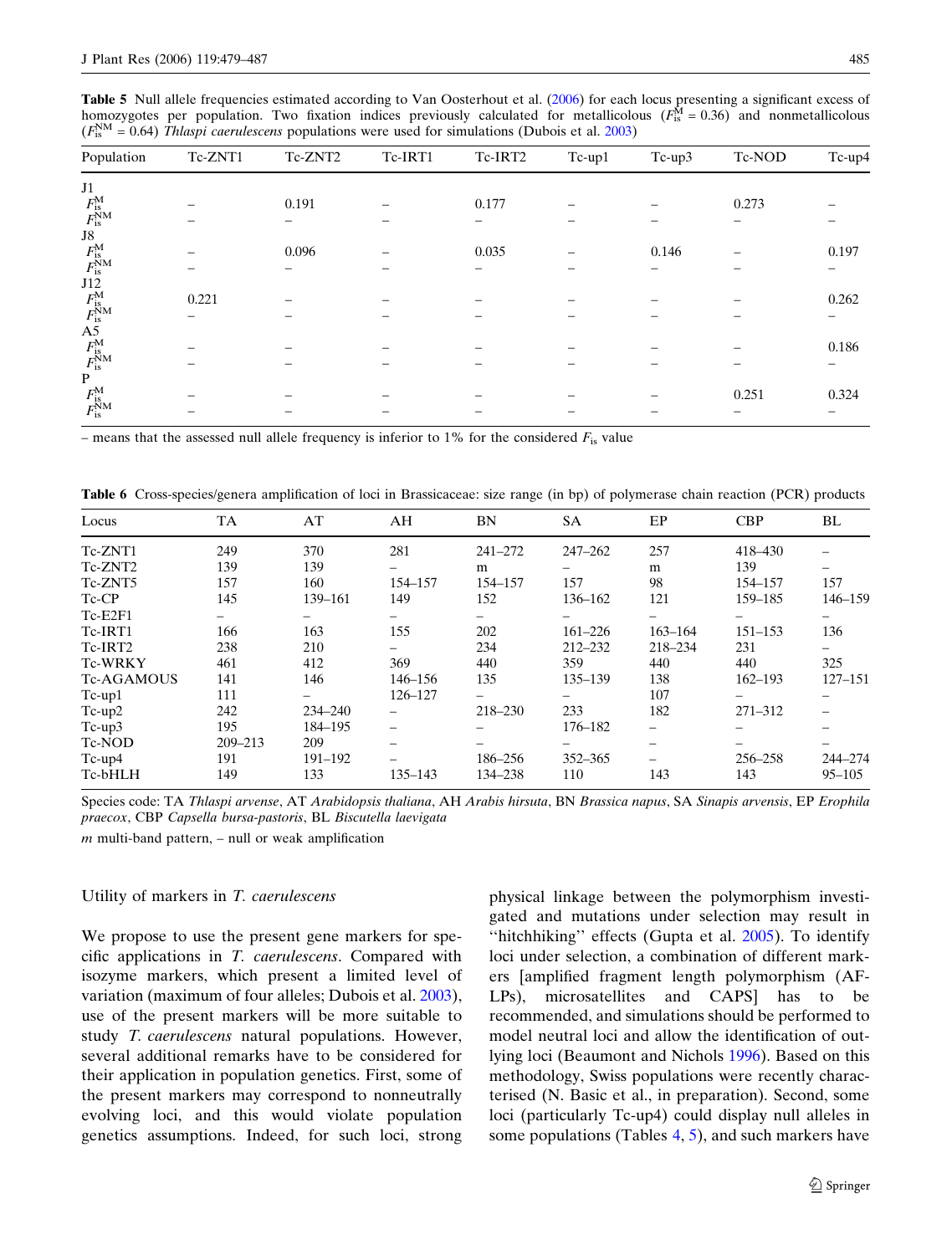**Table 5** Null allele frequencies estimated according to Van Oosterhout et al. (2006) for each locus presenting a significant excess of homozygotes per population. Two fixation indices previously calculated for metallicolous ($F_{is}^{M}$ = 0.36) and nonmetallicolous ($F_{is}^{NM}$ = 0.64) *Thlaspi caerulescens* populations were used for simulations (Dubois et al. 2003)

| Population | Tc-ZNT1 | Tc-ZNT2 | Tc-IRT1 | Tc-IRT2 | Tc-up1 | Tc-up3 | Tc-NOD | Tc-up4 |
|---|---|---|---|---|---|---|---|---|
| J1 | | | | | | | | |
| $F_{is}^{M}$ | – | 0.191 | – | 0.177 | – | – | 0.273 | – |
| $F_{is}^{NM}$ | – | – | – | – | – | – | – | – |
| J8 | | | | | | | | |
| $F_{is}^{M}$ | – | 0.096 | – | 0.035 | – | 0.146 | – | 0.197 |
| $F_{is}^{NM}$ | – | – | – | – | – | – | – | – |
| J12 | | | | | | | | |
| $F_{is}^{M}$ | 0.221 | – | – | – | – | – | – | 0.262 |
| $F_{is}^{NM}$ | – | – | – | – | – | – | – | – |
| A5 | | | | | | | | |
| $F_{is}^{M}$ | – | – | – | – | – | – | – | 0.186 |
| $F_{is}^{NM}$ | – | – | – | – | – | – | – | – |
| P | | | | | | | | |
| $F_{is}^{M}$ | – | – | – | – | – | – | 0.251 | 0.324 |
| $F_{is}^{NM}$ | – | – | – | – | – | – | – | – |

– means that the assessed null allele frequency is inferior to 1% for the considered $F_{is}$ value

**Table 6** Cross-species/genera amplification of loci in Brassicaceae: size range (in bp) of polymerase chain reaction (PCR) products

| Locus | TA | AT | AH | BN | SA | EP | CBP | BL |
|---|---|---|---|---|---|---|---|---|
| Tc-ZNT1 | 249 | 370 | 281 | 241–272 | 247–262 | 257 | 418–430 | – |
| Tc-ZNT2 | 139 | 139 | – | m | – | m | 139 | – |
| Tc-ZNT5 | 157 | 160 | 154–157 | 154–157 | 157 | 98 | 154–157 | 157 |
| Tc-CP | 145 | 139–161 | 149 | 152 | 136–162 | 121 | 159–185 | 146–159 |
| Tc-E2F1 | – | – | – | – | – | – | – | – |
| Tc-IRT1 | 166 | 163 | 155 | 202 | 161–226 | 163–164 | 151–153 | 136 |
| Tc-IRT2 | 238 | 210 | – | 234 | 212–232 | 218–234 | 231 | – |
| Tc-WRKY | 461 | 412 | 369 | 440 | 359 | 440 | 440 | 325 |
| Tc-AGAMOUS | 141 | 146 | 146–156 | 135 | 135–139 | 138 | 162–193 | 127–151 |
| Tc-up1 | 111 | – | 126–127 | – | – | 107 | – | – |
| Tc-up2 | 242 | 234–240 | – | 218–230 | 233 | 182 | 271–312 | – |
| Tc-up3 | 195 | 184–195 | – | – | 176–182 | – | – | – |
| Tc-NOD | 209–213 | 209 | – | – | – | – | – | – |
| Tc-up4 | 191 | 191–192 | – | 186–256 | 352–365 | – | 256–258 | 244–274 |
| Tc-bHLH | 149 | 133 | 135–143 | 134–238 | 110 | 143 | 143 | 95–105 |

Species code: TA *Thlaspi arvense*, AT *Arabidopsis thaliana*, AH *Arabis hirsuta*, BN *Brassica napus*, SA *Sinapis arvensis*, EP *Erophila praecox*, CBP *Capsella bursa-pastoris*, BL *Biscutella laevigata*

*m* multi-band pattern, – null or weak amplification

### Utility of markers in *T. caerulescens*

We propose to use the present gene markers for specific applications in *T. caerulescens*. Compared with isozyme markers, which present a limited level of variation (maximum of four alleles; Dubois et al. 2003), use of the present markers will be more suitable to study *T. caerulescens* natural populations. However, several additional remarks have to be considered for their application in population genetics. First, some of the present markers may correspond to nonneutrally evolving loci, and this would violate population genetics assumptions. Indeed, for such loci, strong physical linkage between the polymorphism investigated and mutations under selection may result in "hitchhiking" effects (Gupta et al. 2005). To identify loci under selection, a combination of different markers [amplified fragment length polymorphism (AFLPs), microsatellites and CAPS] has to be recommended, and simulations should be performed to model neutral loci and allow the identification of outlying loci (Beaumont and Nichols 1996). Based on this methodology, Swiss populations were recently characterised (N. Basic et al., in preparation). Second, some loci (particularly Tc-up4) could display null alleles in some populations (Tables 4, 5), and such markers have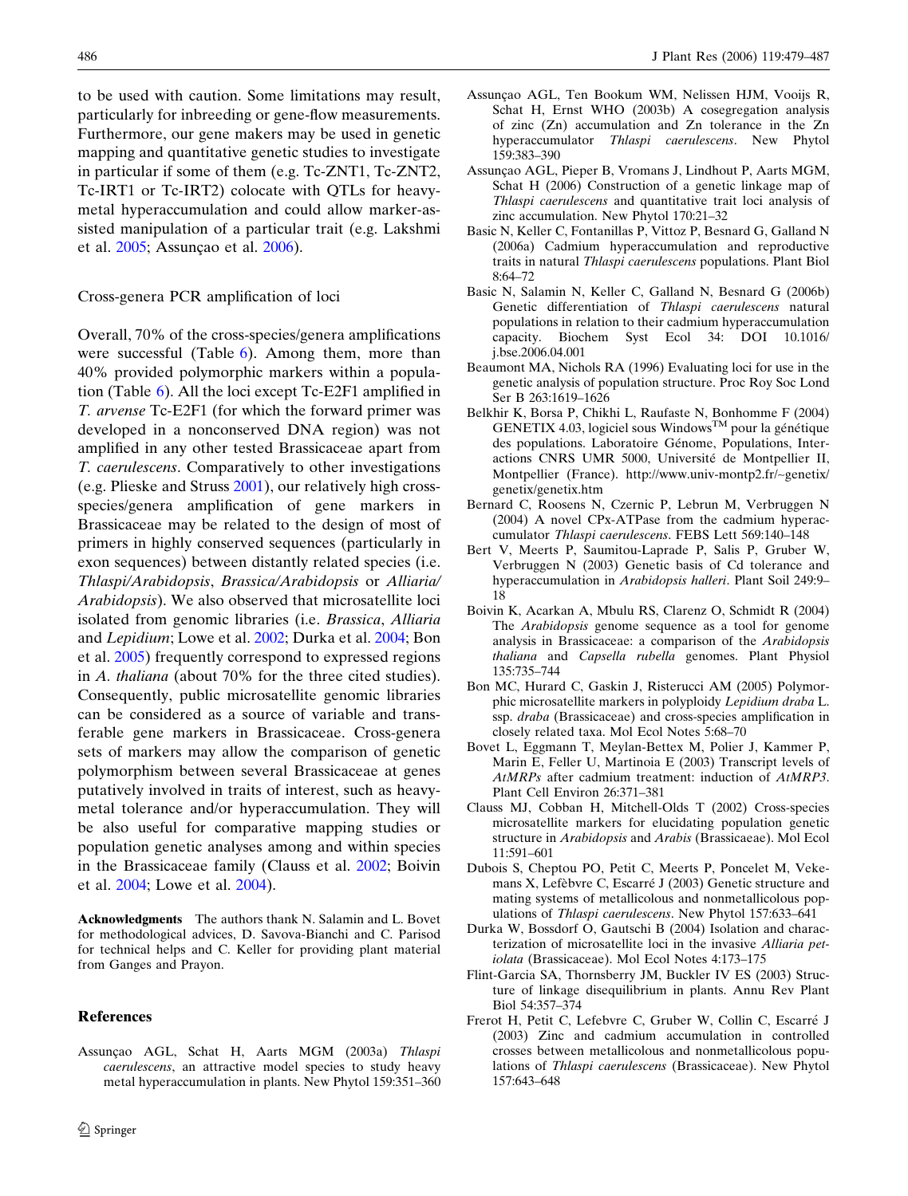to be used with caution. Some limitations may result, particularly for inbreeding or gene-flow measurements. Furthermore, our gene makers may be used in genetic mapping and quantitative genetic studies to investigate in particular if some of them (e.g. Tc-ZNT1, Tc-ZNT2, Tc-IRT1 or Tc-IRT2) colocate with QTLs for heavy-metal hyperaccumulation and could allow marker-assisted manipulation of a particular trait (e.g. Lakshmi et al. 2005; Assunçao et al. 2006).

## Cross-genera PCR amplification of loci

Overall, 70% of the cross-species/genera amplifications were successful (Table 6). Among them, more than 40% provided polymorphic markers within a population (Table 6). All the loci except Tc-E2F1 amplified in *T. arvense* Tc-E2F1 (for which the forward primer was developed in a nonconserved DNA region) was not amplified in any other tested Brassicaeae apart from *T. caerulescens*. Comparatively to other investigations (e.g. Plieske and Struss 2001), our relatively high cross-species/genera amplification of gene markers in Brassicaeae may be related to the design of most of primers in highly conserved sequences (particularly in exon sequences) between distantly related species (i.e. *Thlaspi/Arabidopsis*, *Brassica/Arabidopsis* or *Alliaria/Arabidopsis*). We also observed that microsatellite loci isolated from genomic libraries (i.e. *Brassica*, *Alliaria* and *Lepidium*; Lowe et al. 2002; Durka et al. 2004; Bon et al. 2005) frequently correspond to expressed regions in *A. thaliana* (about 70% for the three cited studies). Consequently, public microsatellite genomic libraries can be considered as a source of variable and transferable gene markers in Brassicaeae. Cross-genera sets of markers may allow the comparison of genetic polymorphism between several Brassicaeae at genes putatively involved in traits of interest, such as heavy-metal tolerance and/or hyperaccumulation. They will be also useful for comparative mapping studies or population genetic analyses among and within species in the Brassicaeae family (Clauss et al. 2002; Boivin et al. 2004; Lowe et al. 2004).

**Acknowledgments** The authors thank N. Salamin and L. Bovet for methodological advices, D. Savova-Bianchi and C. Parisod for technical helps and C. Keller for providing plant material from Ganges and Prayon.

## References

Assunçao AGL, Schat H, Aarts MGM (2003a) *Thlaspi caerulescens*, an attractive model species to study heavy metal hyperaccumulation in plants. New Phytol 159:351–360

Assunçao AGL, Ten Bookum WM, Nelissen HJM, Vooijs R, Schat H, Ernst WHO (2003b) A cosegregation analysis of zinc (Zn) accumulation and Zn tolerance in the Zn hyperaccumulator *Thlaspi caerulescens*. New Phytol 159:383–390

Assunçao AGL, Pieper B, Vromans J, Lindhout P, Aarts MGM, Schat H (2006) Construction of a genetic linkage map of *Thlaspi caerulescens* and quantitative trait loci analysis of zinc accumulation. New Phytol 170:21–32

Basic N, Keller C, Fontanillas P, Vittoz P, Besnard G, Galland N (2006a) Cadmium hyperaccumulation and reproductive traits in natural *Thlaspi caerulescens* populations. Plant Biol 8:64–72

Basic N, Salamin N, Keller C, Galland N, Besnard G (2006b) Genetic differentiation of *Thlaspi caerulescens* natural populations in relation to their cadmium hyperaccumulation capacity. Biochem Syst Ecol 34: DOI 10.1016/j.bse.2006.04.001

Beaumont MA, Nichols RA (1996) Evaluating loci for use in the genetic analysis of population structure. Proc Roy Soc Lond Ser B 263:1619–1626

Belkhir K, Borsa P, Chikhi L, Raufaste N, Bonhomme F (2004) GENETIX 4.03, logiciel sous Windows™ pour la génétique des populations. Laboratoire Génome, Populations, Interactions CNRS UMR 5000, Université de Montpellier II, Montpellier (France). http://www.univ-montp2.fr/~genetix/genetix/genetix.htm

Bernard C, Roosens N, Czernic P, Lebrun M, Verbruggen N (2004) A novel CPx-ATPase from the cadmium hyperaccumulator *Thlaspi caerulescens*. FEBS Lett 569:140–148

Bert V, Meerts P, Saumitou-Laprade P, Salis P, Gruber W, Verbruggen N (2003) Genetic basis of Cd tolerance and hyperaccumulation in *Arabidopsis halleri*. Plant Soil 249:9–18

Boivin K, Acarkan A, Mbulu RS, Clarenz O, Schmidt R (2004) The *Arabidopsis* genome sequence as a tool for genome analysis in Brassicaceae: a comparison of the *Arabidopsis thaliana* and *Capsella rubella* genomes. Plant Physiol 135:735–744

Bon MC, Hurard C, Gaskin J, Risterucci AM (2005) Polymorphic microsatellite markers in polyploidy *Lepidium draba* L. ssp. *draba* (Brassicaceae) and cross-species amplification in closely related taxa. Mol Ecol Notes 5:68–70

Bovet L, Eggmann T, Meylan-Bettex M, Polier J, Kammer P, Marin E, Feller U, Martinoia E (2003) Transcript levels of *AtMRPs* after cadmium treatment: induction of *AtMRP3*. Plant Cell Environ 26:371–381

Clauss MJ, Cobban H, Mitchell-Olds T (2002) Cross-species microsatellite markers for elucidating population genetic structure in *Arabidopsis* and *Arabis* (Brassicaeae). Mol Ecol 11:591–601

Dubois S, Cheptou PO, Petit C, Meerts P, Poncelet M, Vekemans X, Lefèbvre C, Escarré J (2003) Genetic structure and mating systems of metallicolous and nonmetallicolous populations of *Thlaspi caerulescens*. New Phytol 157:633–641

Durka W, Bossdorf O, Gautschi B (2004) Isolation and characterization of microsatellite loci in the invasive *Alliaria petiolata* (Brassicaceae). Mol Ecol Notes 4:173–175

Flint-Garcia SA, Thornsberry JM, Buckler IV ES (2003) Structure of linkage disequilibrium in plants. Annu Rev Plant Biol 54:357–374

Frerot H, Petit C, Lefebvre C, Gruber W, Collin C, Escarré J (2003) Zinc and cadmium accumulation in controlled crosses between metallicolous and nonmetallicolous populations of *Thlaspi caerulescens* (Brassicaceae). New Phytol 157:643–648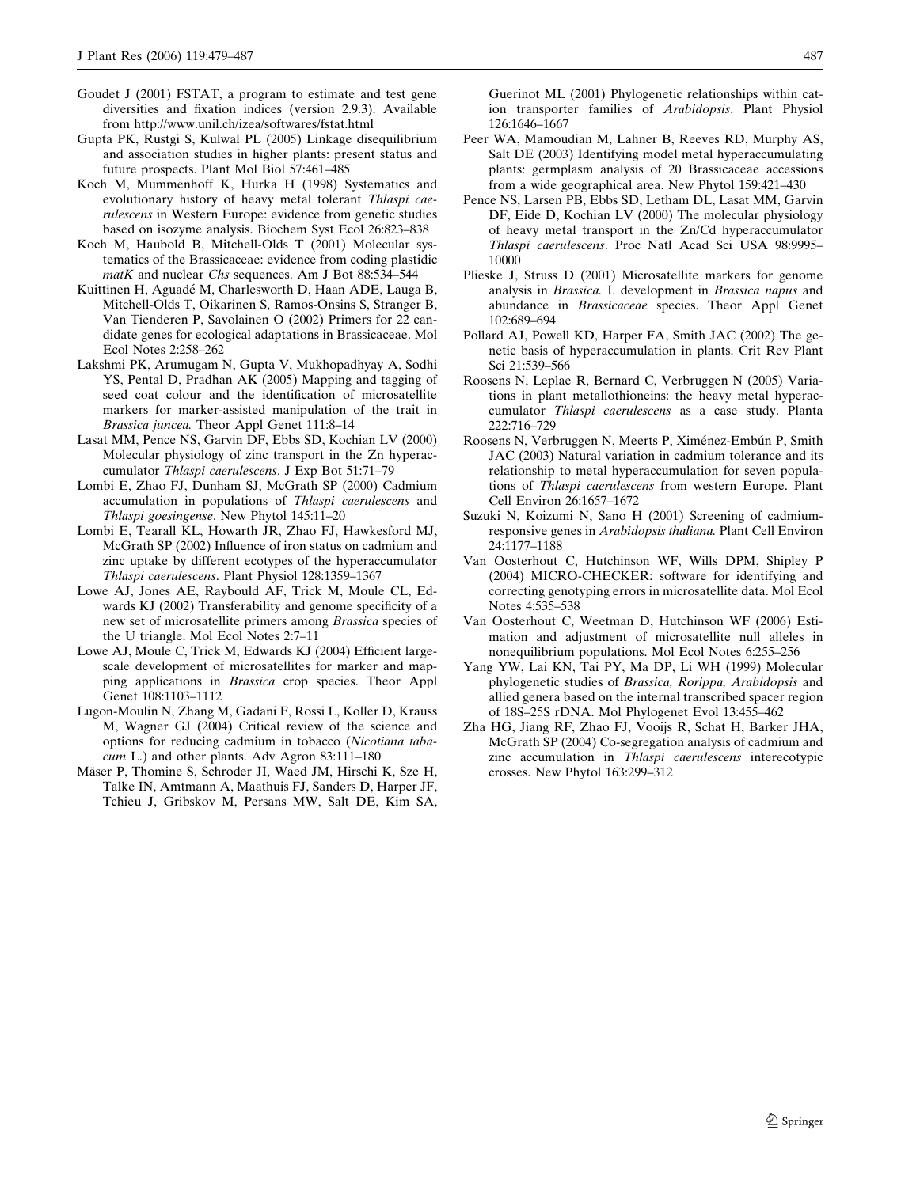Goudet J (2001) FSTAT, a program to estimate and test gene diversities and fixation indices (version 2.9.3). Available from http://www.unil.ch/izea/softwares/fstat.html

Gupta PK, Rustgi S, Kulwal PL (2005) Linkage disequilibrium and association studies in higher plants: present status and future prospects. Plant Mol Biol 57:461–485

Koch M, Mummenhoff K, Hurka H (1998) Systematics and evolutionary history of heavy metal tolerant *Thlaspi caerulescens* in Western Europe: evidence from genetic studies based on isozyme analysis. Biochem Syst Ecol 26:823–838

Koch M, Haubold B, Mitchell-Olds T (2001) Molecular systematics of the Brassicaceae: evidence from coding plastidic *matK* and nuclear *Chs* sequences. Am J Bot 88:534–544

Kuittinen H, Aguadé M, Charlesworth D, Haan ADE, Lauga B, Mitchell-Olds T, Oikarinen S, Ramos-Onsins S, Stranger B, Van Tienderen P, Savolainen O (2002) Primers for 22 candidate genes for ecological adaptations in Brassicaceae. Mol Ecol Notes 2:258–262

Lakshmi PK, Arumugam N, Gupta V, Mukhopadhyay A, Sodhi YS, Pental D, Pradhan AK (2005) Mapping and tagging of seed coat colour and the identification of microsatellite markers for marker-assisted manipulation of the trait in *Brassica juncea.* Theor Appl Genet 111:8–14

Lasat MM, Pence NS, Garvin DF, Ebbs SD, Kochian LV (2000) Molecular physiology of zinc transport in the Zn hyperaccumulator *Thlaspi caerulescens*. J Exp Bot 51:71–79

Lombi E, Zhao FJ, Dunham SJ, McGrath SP (2000) Cadmium accumulation in populations of *Thlaspi caerulescens* and *Thlaspi goesingense*. New Phytol 145:11–20

Lombi E, Tearall KL, Howarth JR, Zhao FJ, Hawkesford MJ, McGrath SP (2002) Influence of iron status on cadmium and zinc uptake by different ecotypes of the hyperaccumulator *Thlaspi caerulescens*. Plant Physiol 128:1359–1367

Lowe AJ, Jones AE, Raybould AF, Trick M, Moule CL, Edwards KJ (2002) Transferability and genome specificity of a new set of microsatellite primers among *Brassica* species of the U triangle. Mol Ecol Notes 2:7–11

Lowe AJ, Moule C, Trick M, Edwards KJ (2004) Efficient large-scale development of microsatellites for marker and mapping applications in *Brassica* crop species. Theor Appl Genet 108:1103–1112

Lugon-Moulin N, Zhang M, Gadani F, Rossi L, Koller D, Krauss M, Wagner GJ (2004) Critical review of the science and options for reducing cadmium in tobacco (*Nicotiana tabacum* L.) and other plants. Adv Agron 83:111–180

Mäser P, Thomine S, Schroder JI, Waed JM, Hirschi K, Sze H, Talke IN, Amtmann A, Maathuis FJ, Sanders D, Harper JF, Tchieu J, Gribskov M, Persans MW, Salt DE, Kim SA, Guerinot ML (2001) Phylogenetic relationships within cation transporter families of *Arabidopsis*. Plant Physiol 126:1646–1667

Peer WA, Mamoudian M, Lahner B, Reeves RD, Murphy AS, Salt DE (2003) Identifying model metal hyperaccumulating plants: germplasm analysis of 20 Brassicaceae accessions from a wide geographical area. New Phytol 159:421–430

Pence NS, Larsen PB, Ebbs SD, Letham DL, Lasat MM, Garvin DF, Eide D, Kochian LV (2000) The molecular physiology of heavy metal transport in the Zn/Cd hyperaccumulator *Thlaspi caerulescens*. Proc Natl Acad Sci USA 98:9995–10000

Plieske J, Struss D (2001) Microsatellite markers for genome analysis in *Brassica.* I. development in *Brassica napus* and abundance in *Brassicaceae* species. Theor Appl Genet 102:689–694

Pollard AJ, Powell KD, Harper FA, Smith JAC (2002) The genetic basis of hyperaccumulation in plants. Crit Rev Plant Sci 21:539–566

Roosens N, Leplae R, Bernard C, Verbruggen N (2005) Variations in plant metallothioneins: the heavy metal hyperaccumulator *Thlaspi caerulescens* as a case study. Planta 222:716–729

Roosens N, Verbruggen N, Meerts P, Ximénez-Embún P, Smith JAC (2003) Natural variation in cadmium tolerance and its relationship to metal hyperaccumulation for seven populations of *Thlaspi caerulescens* from western Europe. Plant Cell Environ 26:1657–1672

Suzuki N, Koizumi N, Sano H (2001) Screening of cadmium-responsive genes in *Arabidopsis thaliana.* Plant Cell Environ 24:1177–1188

Van Oosterhout C, Hutchinson WF, Wills DPM, Shipley P (2004) MICRO-CHECKER: software for identifying and correcting genotyping errors in microsatellite data. Mol Ecol Notes 4:535–538

Van Oosterhout C, Weetman D, Hutchinson WF (2006) Estimation and adjustment of microsatellite null alleles in nonequilibrium populations. Mol Ecol Notes 6:255–256

Yang YW, Lai KN, Tai PY, Ma DP, Li WH (1999) Molecular phylogenetic studies of *Brassica, Rorippa, Arabidopsis* and allied genera based on the internal transcribed spacer region of 18S–25S rDNA. Mol Phylogenet Evol 13:455–462

Zha HG, Jiang RF, Zhao FJ, Vooijs R, Schat H, Barker JHA, McGrath SP (2004) Co-segregation analysis of cadmium and zinc accumulation in *Thlaspi caerulescens* interecotypic crosses. New Phytol 163:299–312